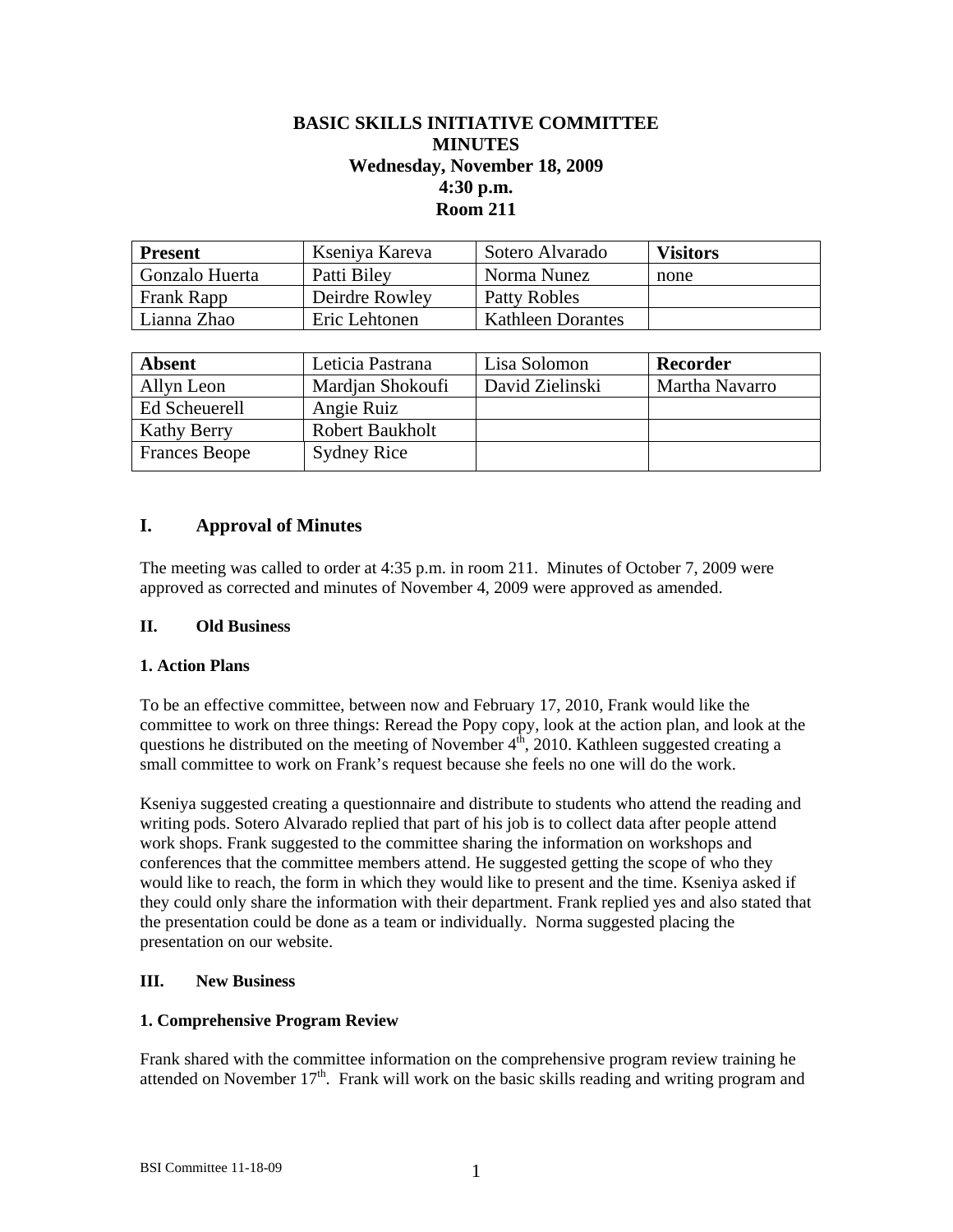**BASIC SKILLS INITIATIVE COMMITTEE**
**MINUTES**
**Wednesday, November 18, 2009**
**4:30 p.m.**
**Room 211**

| **Present** | Kseniya Kareva | Sotero Alvarado | **Visitors** |
|---|---|---|---|
| Gonzalo Huerta | Patti Biley | Norma Nunez | none |
| Frank Rapp | Deirdre Rowley | Patty Robles | |
| Lianna Zhao | Eric Lehtonen | Kathleen Dorantes | |

| **Absent** | Leticia Pastrana | Lisa Solomon | **Recorder** |
|---|---|---|---|
| Allyn Leon | Mardjan Shokoufi | David Zielinski | Martha Navarro |
| Ed Scheuerell | Angie Ruiz | | |
| Kathy Berry | Robert Baukholt | | |
| Frances Beope | Sydney Rice | | |

## I. Approval of Minutes

The meeting was called to order at 4:35 p.m. in room 211. Minutes of October 7, 2009 were approved as corrected and minutes of November 4, 2009 were approved as amended.

### II. Old Business

#### 1. Action Plans

To be an effective committee, between now and February 17, 2010, Frank would like the committee to work on three things: Reread the Popy copy, look at the action plan, and look at the questions he distributed on the meeting of November 4th, 2010. Kathleen suggested creating a small committee to work on Frank's request because she feels no one will do the work.

Kseniya suggested creating a questionnaire and distribute to students who attend the reading and writing pods. Sotero Alvarado replied that part of his job is to collect data after people attend work shops. Frank suggested to the committee sharing the information on workshops and conferences that the committee members attend. He suggested getting the scope of who they would like to reach, the form in which they would like to present and the time. Kseniya asked if they could only share the information with their department. Frank replied yes and also stated that the presentation could be done as a team or individually. Norma suggested placing the presentation on our website.

### III. New Business

#### 1. Comprehensive Program Review

Frank shared with the committee information on the comprehensive program review training he attended on November 17th. Frank will work on the basic skills reading and writing program and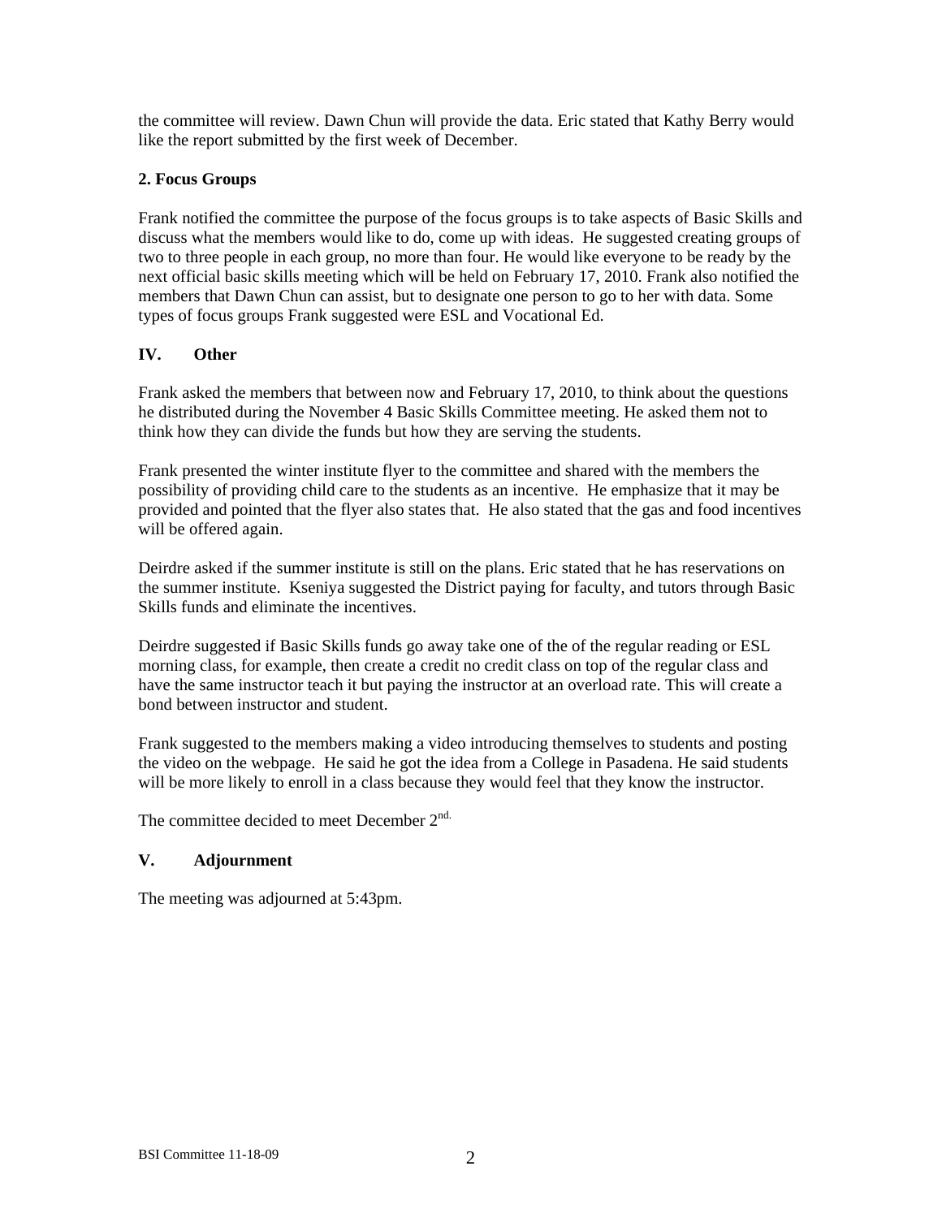the committee will review. Dawn Chun will provide the data. Eric stated that Kathy Berry would like the report submitted by the first week of December.

**2. Focus Groups**

Frank notified the committee the purpose of the focus groups is to take aspects of Basic Skills and discuss what the members would like to do, come up with ideas. He suggested creating groups of two to three people in each group, no more than four. He would like everyone to be ready by the next official basic skills meeting which will be held on February 17, 2010. Frank also notified the members that Dawn Chun can assist, but to designate one person to go to her with data. Some types of focus groups Frank suggested were ESL and Vocational Ed.

## IV. Other

Frank asked the members that between now and February 17, 2010, to think about the questions he distributed during the November 4 Basic Skills Committee meeting. He asked them not to think how they can divide the funds but how they are serving the students.

Frank presented the winter institute flyer to the committee and shared with the members the possibility of providing child care to the students as an incentive. He emphasize that it may be provided and pointed that the flyer also states that. He also stated that the gas and food incentives will be offered again.

Deirdre asked if the summer institute is still on the plans. Eric stated that he has reservations on the summer institute. Kseniya suggested the District paying for faculty, and tutors through Basic Skills funds and eliminate the incentives.

Deirdre suggested if Basic Skills funds go away take one of the of the regular reading or ESL morning class, for example, then create a credit no credit class on top of the regular class and have the same instructor teach it but paying the instructor at an overload rate. This will create a bond between instructor and student.

Frank suggested to the members making a video introducing themselves to students and posting the video on the webpage. He said he got the idea from a College in Pasadena. He said students will be more likely to enroll in a class because they would feel that they know the instructor.

The committee decided to meet December 2nd.

## V. Adjournment

The meeting was adjourned at 5:43pm.